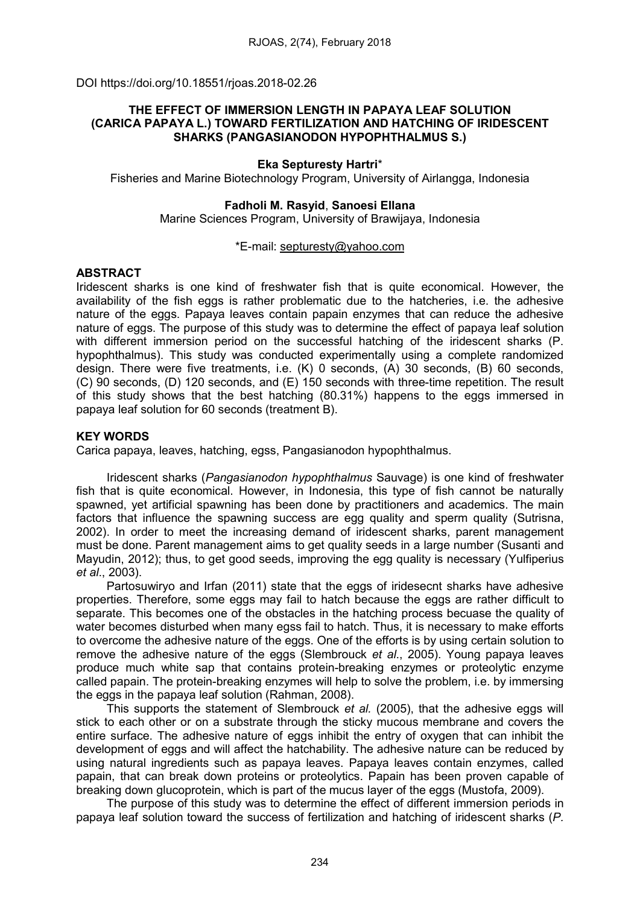DOI https://doi.org/10.18551/rjoas.2018-02.26

# THE EFFECT OF IMMERSION LENGTH IN PAPAYA LEAF SOLUTION (CARICA PAPAYA L.) TOWARD FERTILIZATION AND HATCHING OF IRIDESCENT SHARKS (PANGASIANODON HYPOPHTHALMUS S.)

**Eka Septuresty Hartri***

Fisheries and Marine Biotechnology Program, University of Airlangga, Indonesia

**Fadholi M. Rasyid**, **Sanoesi Ellana**

Marine Sciences Program, University of Brawijaya, Indonesia

*E-mail: septuresty@yahoo.com

## ABSTRACT

Iridescent sharks is one kind of freshwater fish that is quite economical. However, the availability of the fish eggs is rather problematic due to the hatcheries, i.e. the adhesive nature of the eggs. Papaya leaves contain papain enzymes that can reduce the adhesive nature of eggs. The purpose of this study was to determine the effect of papaya leaf solution with different immersion period on the successful hatching of the iridescent sharks (P. hypophthalmus). This study was conducted experimentally using a complete randomized design. There were five treatments, i.e. (K) 0 seconds, (A) 30 seconds, (B) 60 seconds, (C) 90 seconds, (D) 120 seconds, and (E) 150 seconds with three-time repetition. The result of this study shows that the best hatching (80.31%) happens to the eggs immersed in papaya leaf solution for 60 seconds (treatment B).

## KEY WORDS

Carica papaya, leaves, hatching, egss, Pangasianodon hypophthalmus.

Iridescent sharks (*Pangasianodon hypophthalmus* Sauvage) is one kind of freshwater fish that is quite economical. However, in Indonesia, this type of fish cannot be naturally spawned, yet artificial spawning has been done by practitioners and academics. The main factors that influence the spawning success are egg quality and sperm quality (Sutrisna, 2002). In order to meet the increasing demand of iridescent sharks, parent management must be done. Parent management aims to get quality seeds in a large number (Susanti and Mayudin, 2012); thus, to get good seeds, improving the egg quality is necessary (Yulfiperius *et al*., 2003).

Partosuwiryo and Irfan (2011) state that the eggs of iridesecnt sharks have adhesive properties. Therefore, some eggs may fail to hatch because the eggs are rather difficult to separate. This becomes one of the obstacles in the hatching process becuase the quality of water becomes disturbed when many egss fail to hatch. Thus, it is necessary to make efforts to overcome the adhesive nature of the eggs. One of the efforts is by using certain solution to remove the adhesive nature of the eggs (Slembrouck *et al*., 2005). Young papaya leaves produce much white sap that contains protein-breaking enzymes or proteolytic enzyme called papain. The protein-breaking enzymes will help to solve the problem, i.e. by immersing the eggs in the papaya leaf solution (Rahman, 2008).

This supports the statement of Slembrouck *et al.* (2005), that the adhesive eggs will stick to each other or on a substrate through the sticky mucous membrane and covers the entire surface. The adhesive nature of eggs inhibit the entry of oxygen that can inhibit the development of eggs and will affect the hatchability. The adhesive nature can be reduced by using natural ingredients such as papaya leaves. Papaya leaves contain enzymes, called papain, that can break down proteins or proteolytics. Papain has been proven capable of breaking down glucoprotein, which is part of the mucus layer of the eggs (Mustofa, 2009).

The purpose of this study was to determine the effect of different immersion periods in papaya leaf solution toward the success of fertilization and hatching of iridescent sharks (*P.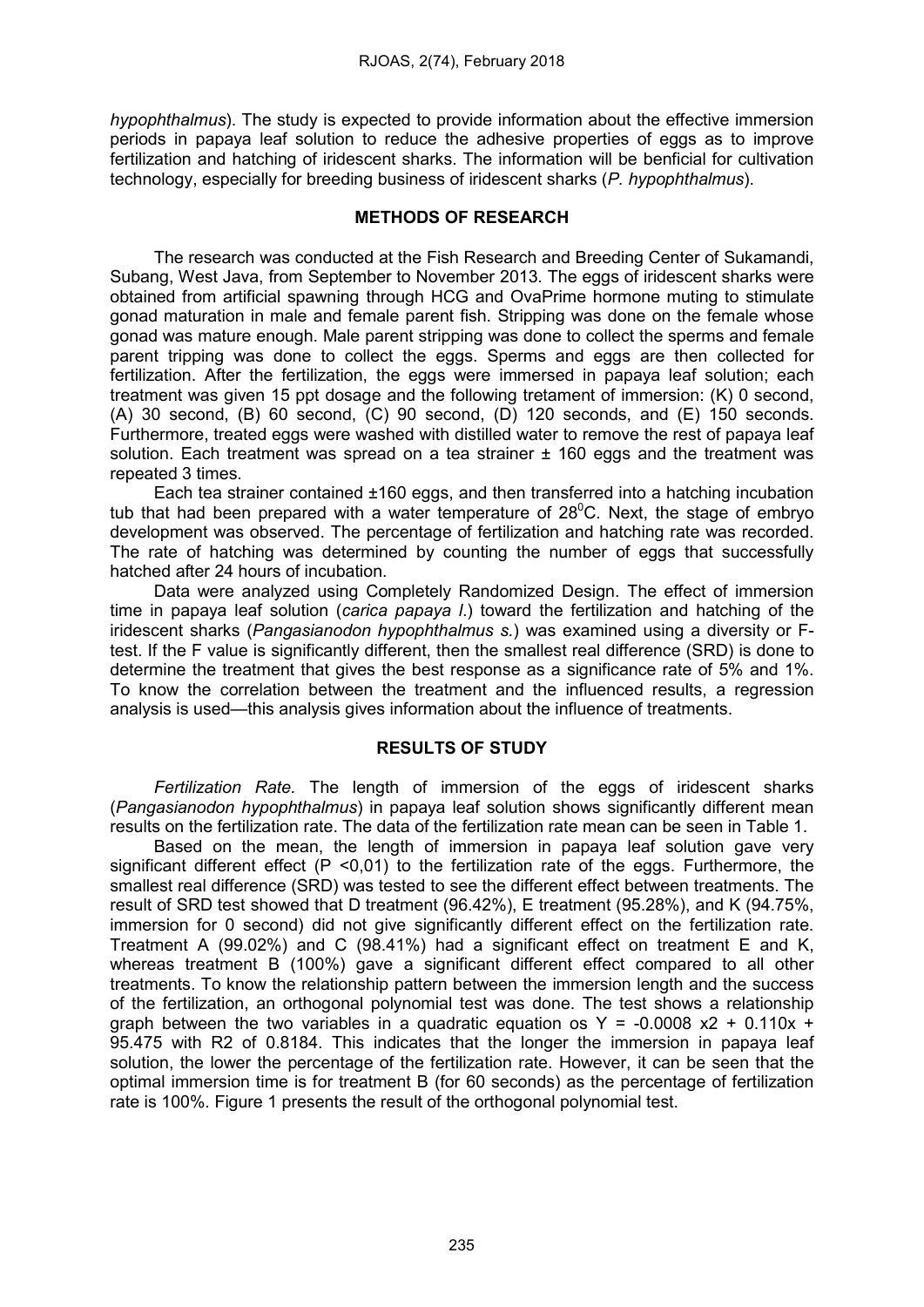*hypophthalmus*). The study is expected to provide information about the effective immersion periods in papaya leaf solution to reduce the adhesive properties of eggs as to improve fertilization and hatching of iridescent sharks. The information will be benficial for cultivation technology, especially for breeding business of iridescent sharks (*P. hypophthalmus*).

## METHODS OF RESEARCH

The research was conducted at the Fish Research and Breeding Center of Sukamandi, Subang, West Java, from September to November 2013. The eggs of iridescent sharks were obtained from artificial spawning through HCG and OvaPrime hormone muting to stimulate gonad maturation in male and female parent fish. Stripping was done on the female whose gonad was mature enough. Male parent stripping was done to collect the sperms and female parent tripping was done to collect the eggs. Sperms and eggs are then collected for fertilization. After the fertilization, the eggs were immersed in papaya leaf solution; each treatment was given 15 ppt dosage and the following tretament of immersion: (K) 0 second, (A) 30 second, (B) 60 second, (C) 90 second, (D) 120 seconds, and (E) 150 seconds. Furthermore, treated eggs were washed with distilled water to remove the rest of papaya leaf solution. Each treatment was spread on a tea strainer ± 160 eggs and the treatment was repeated 3 times.

Each tea strainer contained ±160 eggs, and then transferred into a hatching incubation tub that had been prepared with a water temperature of $28^0$C. Next, the stage of embryo development was observed. The percentage of fertilization and hatching rate was recorded. The rate of hatching was determined by counting the number of eggs that successfully hatched after 24 hours of incubation.

Data were analyzed using Completely Randomized Design. The effect of immersion time in papaya leaf solution (*carica papaya l.*) toward the fertilization and hatching of the iridescent sharks (*Pangasianodon hypophthalmus s.*) was examined using a diversity or F-test. If the F value is significantly different, then the smallest real difference (SRD) is done to determine the treatment that gives the best response as a significance rate of 5% and 1%. To know the correlation between the treatment and the influenced results, a regression analysis is used—this analysis gives information about the influence of treatments.

## RESULTS OF STUDY

*Fertilization Rate.* The length of immersion of the eggs of iridescent sharks (*Pangasianodon hypophthalmus*) in papaya leaf solution shows significantly different mean results on the fertilization rate. The data of the fertilization rate mean can be seen in Table 1.

Based on the mean, the length of immersion in papaya leaf solution gave very significant different effect ($P < 0{,}01$) to the fertilization rate of the eggs. Furthermore, the smallest real difference (SRD) was tested to see the different effect between treatments. The result of SRD test showed that D treatment (96.42%), E treatment (95.28%), and K (94.75%, immersion for 0 second) did not give significantly different effect on the fertilization rate. Treatment A (99.02%) and C (98.41%) had a significant effect on treatment E and K, whereas treatment B (100%) gave a significant different effect compared to all other treatments. To know the relationship pattern between the immersion length and the success of the fertilization, an orthogonal polynomial test was done. The test shows a relationship graph between the two variables in a quadratic equation os $Y = -0.0008 x2 + 0.110x + 95.475$ with R2 of 0.8184. This indicates that the longer the immersion in papaya leaf solution, the lower the percentage of the fertilization rate. However, it can be seen that the optimal immersion time is for treatment B (for 60 seconds) as the percentage of fertilization rate is 100%. Figure 1 presents the result of the orthogonal polynomial test.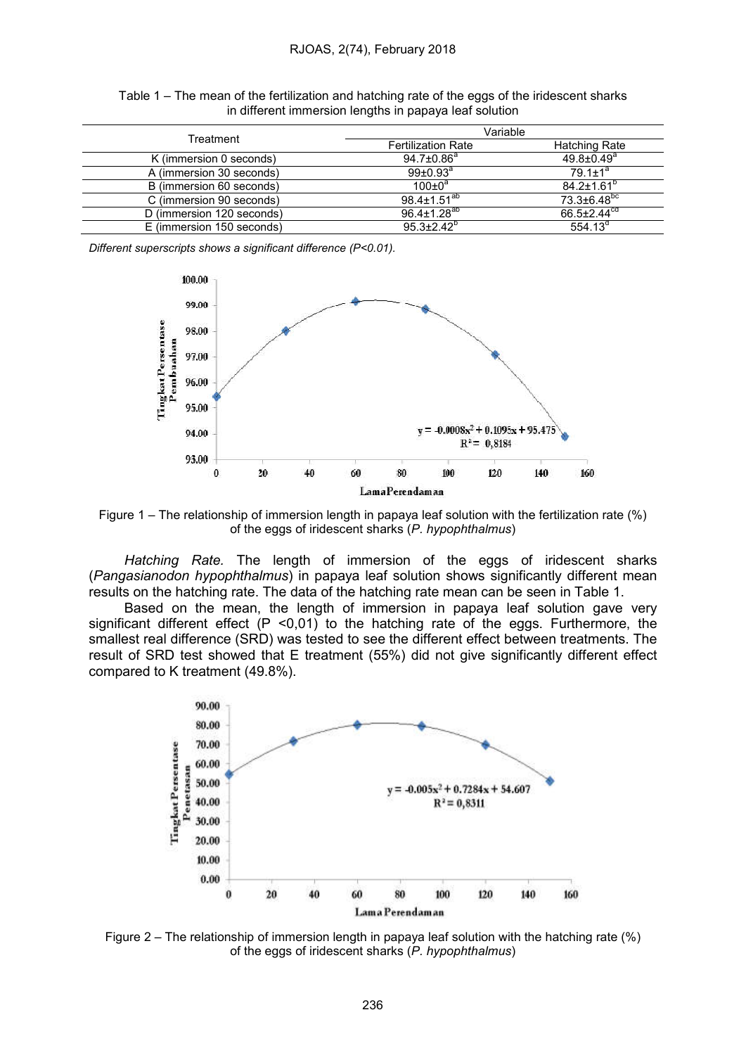Table 1 – The mean of the fertilization and hatching rate of the eggs of the iridescent sharks in different immersion lengths in papaya leaf solution

| Treatment | Variable | |
|---|---|---|
| | Fertilization Rate | Hatching Rate |
| K (immersion 0 seconds) | $94.7±0.86^{a}$ | $49.8±0.49^{a}$ |
| A (immersion 30 seconds) | $99±0.93^{a}$ | $79.1±1^{a}$ |
| B (immersion 60 seconds) | $100±0^{a}$ | $84.2±1.61^{b}$ |
| C (immersion 90 seconds) | $98.4±1.51^{ab}$ | $73.3±6.48^{bc}$ |
| D (immersion 120 seconds) | $96.4±1.28^{ab}$ | $66.5±2.44^{cd}$ |
| E (immersion 150 seconds) | $95.3±2.42^{b}$ | $554.13^{d}$ |

*Different superscripts shows a significant difference (P<0.01).*

Figure 1 – The relationship of immersion length in papaya leaf solution with the fertilization rate (%) of the eggs of iridescent sharks (*P. hypophthalmus*)

*Hatching Rate.* The length of immersion of the eggs of iridescent sharks (*Pangasianodon hypophthalmus*) in papaya leaf solution shows significantly different mean results on the hatching rate. The data of the hatching rate mean can be seen in Table 1.

Based on the mean, the length of immersion in papaya leaf solution gave very significant different effect ($P < 0,01$) to the hatching rate of the eggs. Furthermore, the smallest real difference (SRD) was tested to see the different effect between treatments. The result of SRD test showed that E treatment (55%) did not give significantly different effect compared to K treatment (49.8%).

Figure 2 – The relationship of immersion length in papaya leaf solution with the hatching rate (%) of the eggs of iridescent sharks (*P. hypophthalmus*)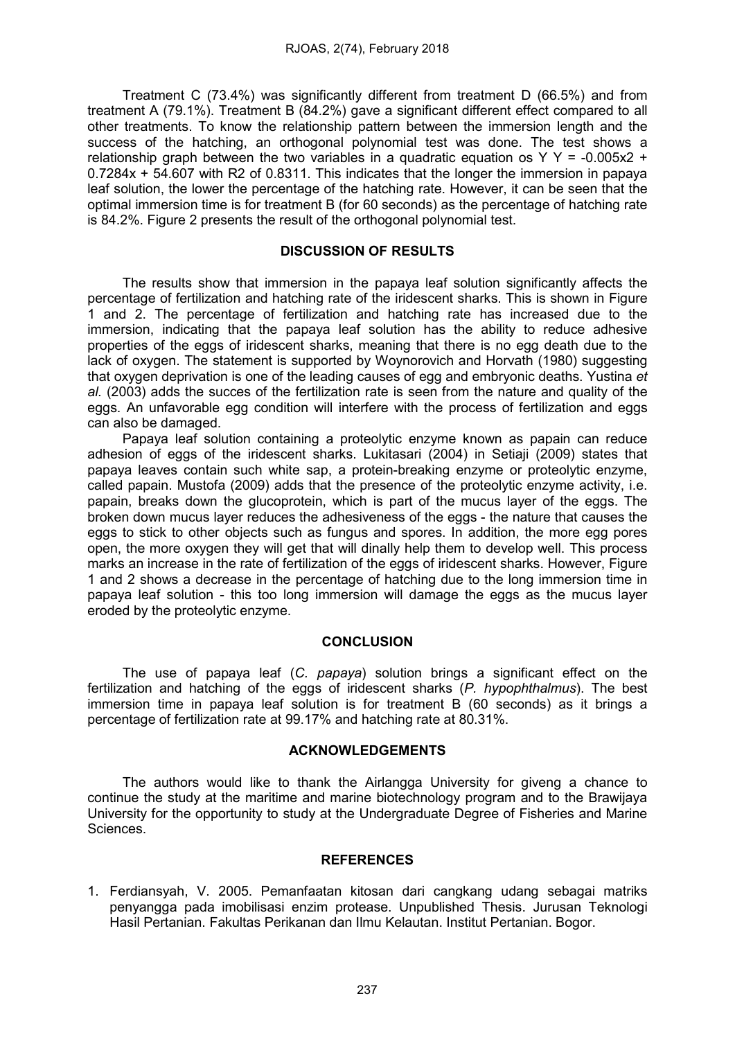Treatment C (73.4%) was significantly different from treatment D (66.5%) and from treatment A (79.1%). Treatment B (84.2%) gave a significant different effect compared to all other treatments. To know the relationship pattern between the immersion length and the success of the hatching, an orthogonal polynomial test was done. The test shows a relationship graph between the two variables in a quadratic equation os Y $Y = -0.005x^2 + 0.7284x + 54.607$ with $R^2$ of 0.8311. This indicates that the longer the immersion in papaya leaf solution, the lower the percentage of the hatching rate. However, it can be seen that the optimal immersion time is for treatment B (for 60 seconds) as the percentage of hatching rate is 84.2%. Figure 2 presents the result of the orthogonal polynomial test.

## DISCUSSION OF RESULTS

The results show that immersion in the papaya leaf solution significantly affects the percentage of fertilization and hatching rate of the iridescent sharks. This is shown in Figure 1 and 2. The percentage of fertilization and hatching rate has increased due to the immersion, indicating that the papaya leaf solution has the ability to reduce adhesive properties of the eggs of iridescent sharks, meaning that there is no egg death due to the lack of oxygen. The statement is supported by Woynorovich and Horvath (1980) suggesting that oxygen deprivation is one of the leading causes of egg and embryonic deaths. Yustina *et al.* (2003) adds the succes of the fertilization rate is seen from the nature and quality of the eggs. An unfavorable egg condition will interfere with the process of fertilization and eggs can also be damaged.

Papaya leaf solution containing a proteolytic enzyme known as papain can reduce adhesion of eggs of the iridescent sharks. Lukitasari (2004) in Setiaji (2009) states that papaya leaves contain such white sap, a protein-breaking enzyme or proteolytic enzyme, called papain. Mustofa (2009) adds that the presence of the proteolytic enzyme activity, i.e. papain, breaks down the glucoprotein, which is part of the mucus layer of the eggs. The broken down mucus layer reduces the adhesiveness of the eggs - the nature that causes the eggs to stick to other objects such as fungus and spores. In addition, the more egg pores open, the more oxygen they will get that will dinally help them to develop well. This process marks an increase in the rate of fertilization of the eggs of iridescent sharks. However, Figure 1 and 2 shows a decrease in the percentage of hatching due to the long immersion time in papaya leaf solution - this too long immersion will damage the eggs as the mucus layer eroded by the proteolytic enzyme.

## CONCLUSION

The use of papaya leaf (*C. papaya*) solution brings a significant effect on the fertilization and hatching of the eggs of iridescent sharks (*P. hypophthalmus*). The best immersion time in papaya leaf solution is for treatment B (60 seconds) as it brings a percentage of fertilization rate at 99.17% and hatching rate at 80.31%.

## ACKNOWLEDGEMENTS

The authors would like to thank the Airlangga University for giveng a chance to continue the study at the maritime and marine biotechnology program and to the Brawijaya University for the opportunity to study at the Undergraduate Degree of Fisheries and Marine Sciences.

## REFERENCES

1. Ferdiansyah, V. 2005. Pemanfaatan kitosan dari cangkang udang sebagai matriks penyangga pada imobilisasi enzim protease. Unpublished Thesis. Jurusan Teknologi Hasil Pertanian. Fakultas Perikanan dan Ilmu Kelautan. Institut Pertanian. Bogor.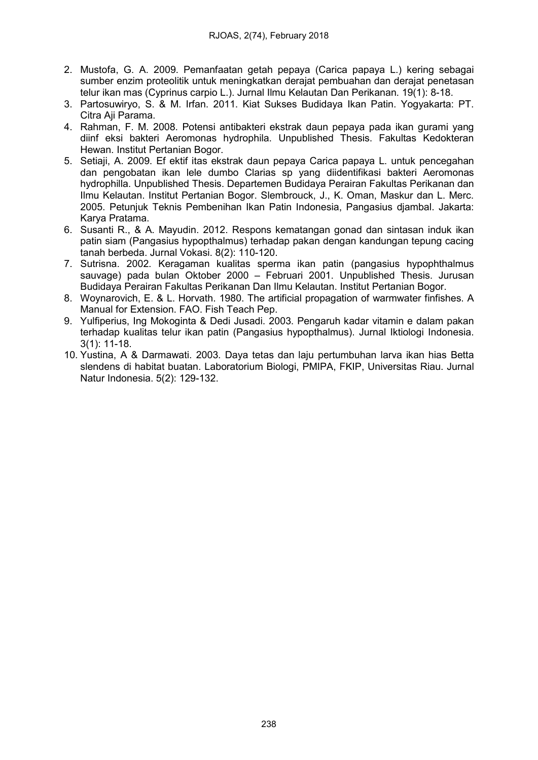2. Mustofa, G. A. 2009. Pemanfaatan getah pepaya (Carica papaya L.) kering sebagai sumber enzim proteolitik untuk meningkatkan derajat pembuahan dan derajat penetasan telur ikan mas (Cyprinus carpio L.). Jurnal Ilmu Kelautan Dan Perikanan. 19(1): 8-18.
3. Partosuwiryo, S. & M. Irfan. 2011. Kiat Sukses Budidaya Ikan Patin. Yogyakarta: PT. Citra Aji Parama.
4. Rahman, F. M. 2008. Potensi antibakteri ekstrak daun pepaya pada ikan gurami yang diinf eksi bakteri Aeromonas hydrophila. Unpublished Thesis. Fakultas Kedokteran Hewan. Institut Pertanian Bogor.
5. Setiaji, A. 2009. Ef ektif itas ekstrak daun pepaya Carica papaya L. untuk pencegahan dan pengobatan ikan lele dumbo Clarias sp yang diidentifikasi bakteri Aeromonas hydrophilla. Unpublished Thesis. Departemen Budidaya Perairan Fakultas Perikanan dan Ilmu Kelautan. Institut Pertanian Bogor. Slembrouck, J., K. Oman, Maskur dan L. Merc. 2005. Petunjuk Teknis Pembenihan Ikan Patin Indonesia, Pangasius djambal. Jakarta: Karya Pratama.
6. Susanti R., & A. Mayudin. 2012. Respons kematangan gonad dan sintasan induk ikan patin siam (Pangasius hypopthalmus) terhadap pakan dengan kandungan tepung cacing tanah berbeda. Jurnal Vokasi. 8(2): 110-120.
7. Sutrisna. 2002. Keragaman kualitas sperma ikan patin (pangasius hypophthalmus sauvage) pada bulan Oktober 2000 – Februari 2001. Unpublished Thesis. Jurusan Budidaya Perairan Fakultas Perikanan Dan Ilmu Kelautan. Institut Pertanian Bogor.
8. Woynarovich, E. & L. Horvath. 1980. The artificial propagation of warmwater finfishes. A Manual for Extension. FAO. Fish Teach Pep.
9. Yulfiperius, Ing Mokoginta & Dedi Jusadi. 2003. Pengaruh kadar vitamin e dalam pakan terhadap kualitas telur ikan patin (Pangasius hypopthalmus). Jurnal Iktiologi Indonesia. 3(1): 11-18.
10. Yustina, A & Darmawati. 2003. Daya tetas dan laju pertumbuhan larva ikan hias Betta slendens di habitat buatan. Laboratorium Biologi, PMIPA, FKIP, Universitas Riau. Jurnal Natur Indonesia. 5(2): 129-132.